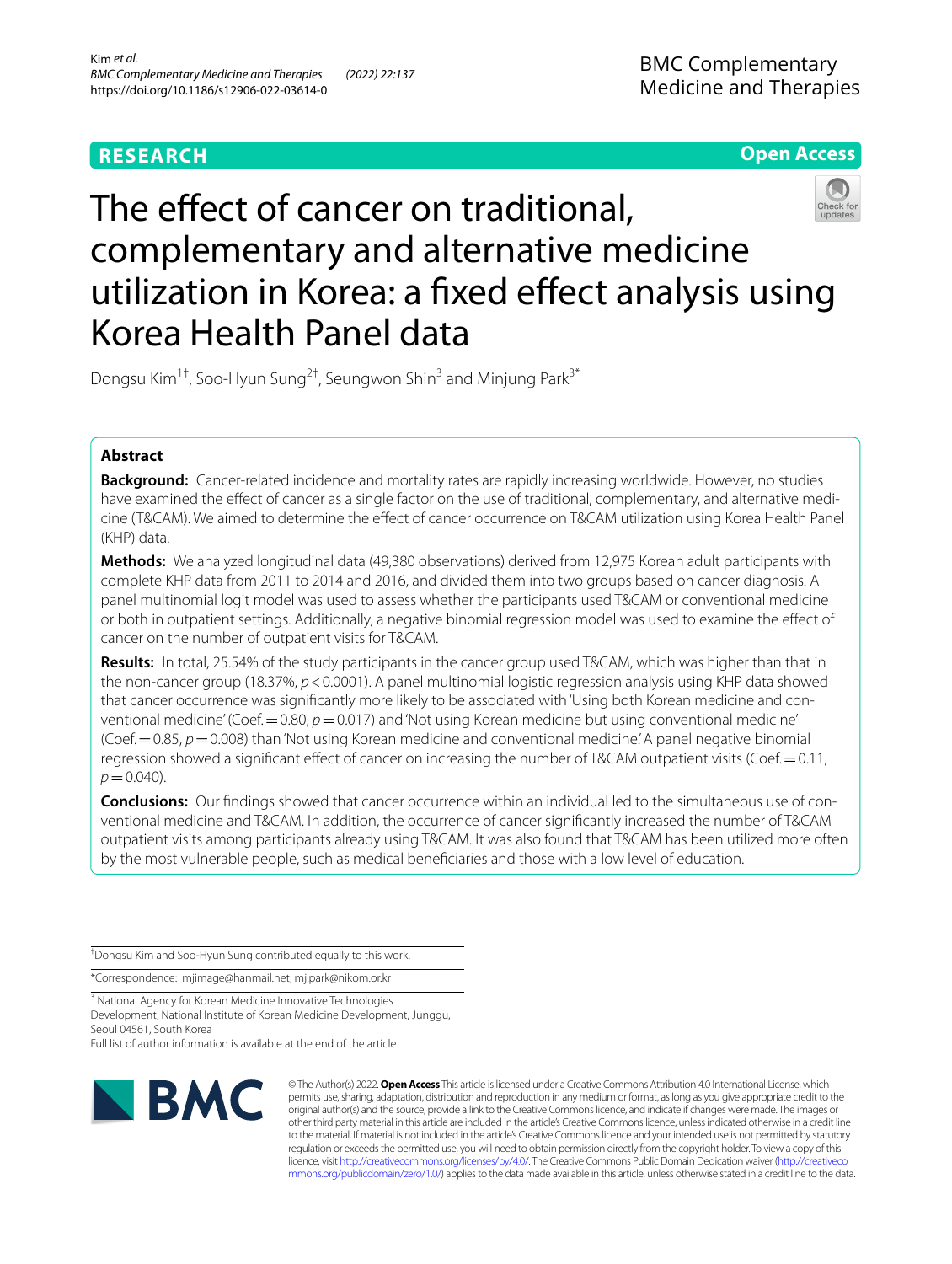RESEARCH

Open Access

# The effect of cancer on traditional, complementary and alternative medicine utilization in Korea: a fixed effect analysis using Korea Health Panel data

Dongsu Kim[1†], Soo-Hyun Sung[2†], Seungwon Shin[3] and Minjung Park[3*]

## Abstract

**Background:** Cancer-related incidence and mortality rates are rapidly increasing worldwide. However, no studies have examined the effect of cancer as a single factor on the use of traditional, complementary, and alternative medicine (T&CAM). We aimed to determine the effect of cancer occurrence on T&CAM utilization using Korea Health Panel (KHP) data.

**Methods:** We analyzed longitudinal data (49,380 observations) derived from 12,975 Korean adult participants with complete KHP data from 2011 to 2014 and 2016, and divided them into two groups based on cancer diagnosis. A panel multinomial logit model was used to assess whether the participants used T&CAM or conventional medicine or both in outpatient settings. Additionally, a negative binomial regression model was used to examine the effect of cancer on the number of outpatient visits for T&CAM.

**Results:** In total, 25.54% of the study participants in the cancer group used T&CAM, which was higher than that in the non-cancer group (18.37%, $p < 0.0001$). A panel multinomial logistic regression analysis using KHP data showed that cancer occurrence was significantly more likely to be associated with 'Using both Korean medicine and conventional medicine' (Coef. = 0.80, $p = 0.017$) and 'Not using Korean medicine but using conventional medicine' (Coef. = 0.85, $p = 0.008$) than 'Not using Korean medicine and conventional medicine.' A panel negative binomial regression showed a significant effect of cancer on increasing the number of T&CAM outpatient visits (Coef. = 0.11, $p = 0.040$).

**Conclusions:** Our findings showed that cancer occurrence within an individual led to the simultaneous use of conventional medicine and T&CAM. In addition, the occurrence of cancer significantly increased the number of T&CAM outpatient visits among participants already using T&CAM. It was also found that T&CAM has been utilized more often by the most vulnerable people, such as medical beneficiaries and those with a low level of education.

---

†Dongsu Kim and Soo-Hyun Sung contributed equally to this work.

*Correspondence: mjimage@hanmail.net; mj.park@nikom.or.kr

[3] National Agency for Korean Medicine Innovative Technologies Development, National Institute of Korean Medicine Development, Junggu, Seoul 04561, South Korea

Full list of author information is available at the end of the article

© The Author(s) 2022. **Open Access** This article is licensed under a Creative Commons Attribution 4.0 International License, which permits use, sharing, adaptation, distribution and reproduction in any medium or format, as long as you give appropriate credit to the original author(s) and the source, provide a link to the Creative Commons licence, and indicate if changes were made. The images or other third party material in this article are included in the article's Creative Commons licence, unless indicated otherwise in a credit line to the material. If material is not included in the article's Creative Commons licence and your intended use is not permitted by statutory regulation or exceeds the permitted use, you will need to obtain permission directly from the copyright holder. To view a copy of this licence, visit http://creativecommons.org/licenses/by/4.0/. The Creative Commons Public Domain Dedication waiver (http://creativecommons.org/publicdomain/zero/1.0/) applies to the data made available in this article, unless otherwise stated in a credit line to the data.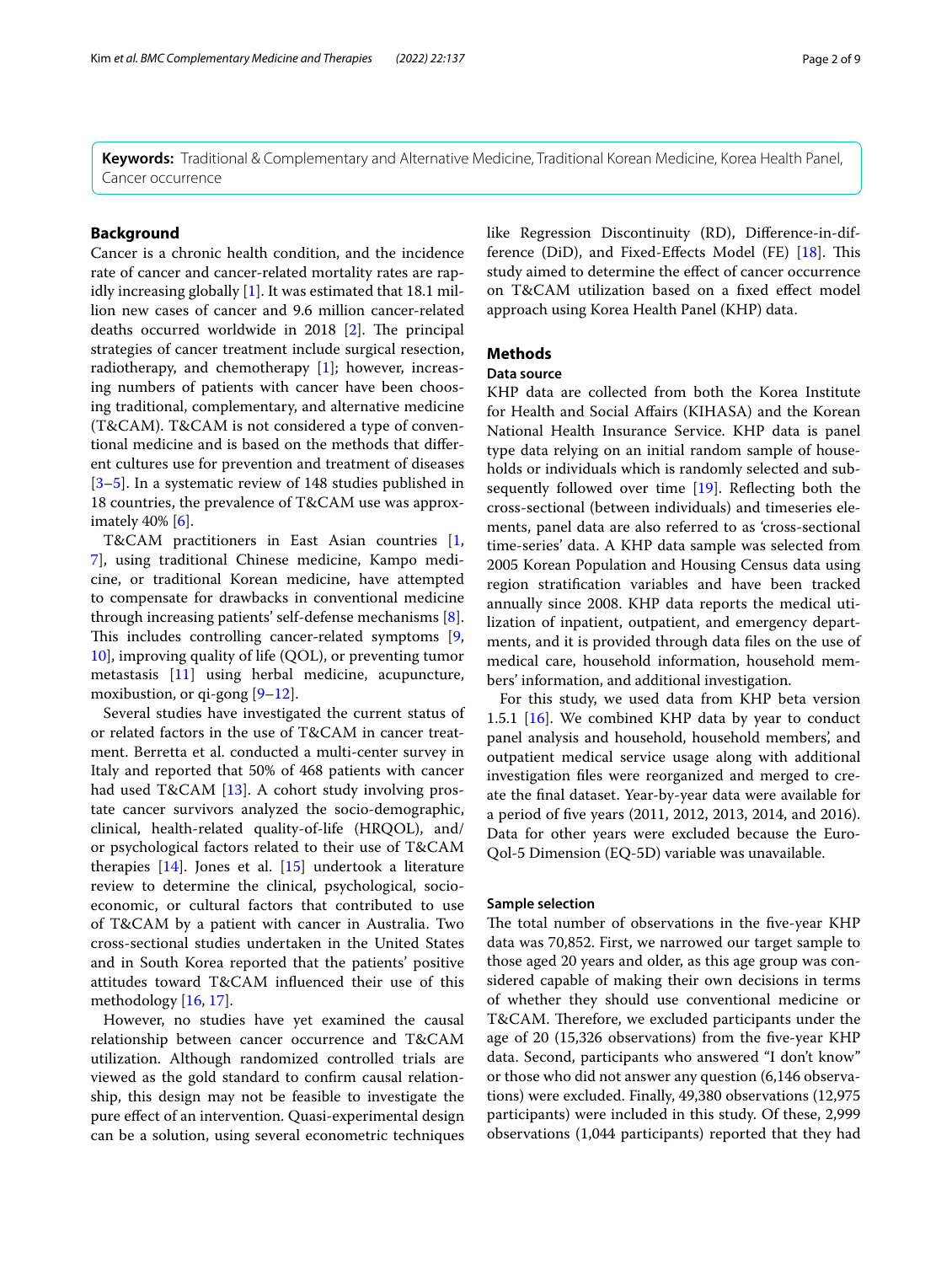**Keywords:** Traditional & Complementary and Alternative Medicine, Traditional Korean Medicine, Korea Health Panel, Cancer occurrence

## Background

Cancer is a chronic health condition, and the incidence rate of cancer and cancer-related mortality rates are rapidly increasing globally [1]. It was estimated that 18.1 million new cases of cancer and 9.6 million cancer-related deaths occurred worldwide in 2018 [2]. The principal strategies of cancer treatment include surgical resection, radiotherapy, and chemotherapy [1]; however, increasing numbers of patients with cancer have been choosing traditional, complementary, and alternative medicine (T&CAM). T&CAM is not considered a type of conventional medicine and is based on the methods that different cultures use for prevention and treatment of diseases [3–5]. In a systematic review of 148 studies published in 18 countries, the prevalence of T&CAM use was approximately 40% [6].

T&CAM practitioners in East Asian countries [1, 7], using traditional Chinese medicine, Kampo medicine, or traditional Korean medicine, have attempted to compensate for drawbacks in conventional medicine through increasing patients' self-defense mechanisms [8]. This includes controlling cancer-related symptoms [9, 10], improving quality of life (QOL), or preventing tumor metastasis [11] using herbal medicine, acupuncture, moxibustion, or qi-gong [9–12].

Several studies have investigated the current status of or related factors in the use of T&CAM in cancer treatment. Berretta et al. conducted a multi-center survey in Italy and reported that 50% of 468 patients with cancer had used T&CAM [13]. A cohort study involving prostate cancer survivors analyzed the socio-demographic, clinical, health-related quality-of-life (HRQOL), and/or psychological factors related to their use of T&CAM therapies [14]. Jones et al. [15] undertook a literature review to determine the clinical, psychological, socioeconomic, or cultural factors that contributed to use of T&CAM by a patient with cancer in Australia. Two cross-sectional studies undertaken in the United States and in South Korea reported that the patients' positive attitudes toward T&CAM influenced their use of this methodology [16, 17].

However, no studies have yet examined the causal relationship between cancer occurrence and T&CAM utilization. Although randomized controlled trials are viewed as the gold standard to confirm causal relationship, this design may not be feasible to investigate the pure effect of an intervention. Quasi-experimental design can be a solution, using several econometric techniques like Regression Discontinuity (RD), Difference-in-difference (DiD), and Fixed-Effects Model (FE) [18]. This study aimed to determine the effect of cancer occurrence on T&CAM utilization based on a fixed effect model approach using Korea Health Panel (KHP) data.

## Methods

### Data source

KHP data are collected from both the Korea Institute for Health and Social Affairs (KIHASA) and the Korean National Health Insurance Service. KHP data is panel type data relying on an initial random sample of households or individuals which is randomly selected and subsequently followed over time [19]. Reflecting both the cross-sectional (between individuals) and timeseries elements, panel data are also referred to as 'cross-sectional time-series' data. A KHP data sample was selected from 2005 Korean Population and Housing Census data using region stratification variables and have been tracked annually since 2008. KHP data reports the medical utilization of inpatient, outpatient, and emergency departments, and it is provided through data files on the use of medical care, household information, household members' information, and additional investigation.

For this study, we used data from KHP beta version 1.5.1 [16]. We combined KHP data by year to conduct panel analysis and household, household members', and outpatient medical service usage along with additional investigation files were reorganized and merged to create the final dataset. Year-by-year data were available for a period of five years (2011, 2012, 2013, 2014, and 2016). Data for other years were excluded because the Euro-Qol-5 Dimension (EQ-5D) variable was unavailable.

### Sample selection

The total number of observations in the five-year KHP data was 70,852. First, we narrowed our target sample to those aged 20 years and older, as this age group was considered capable of making their own decisions in terms of whether they should use conventional medicine or T&CAM. Therefore, we excluded participants under the age of 20 (15,326 observations) from the five-year KHP data. Second, participants who answered "I don't know" or those who did not answer any question (6,146 observations) were excluded. Finally, 49,380 observations (12,975 participants) were included in this study. Of these, 2,999 observations (1,044 participants) reported that they had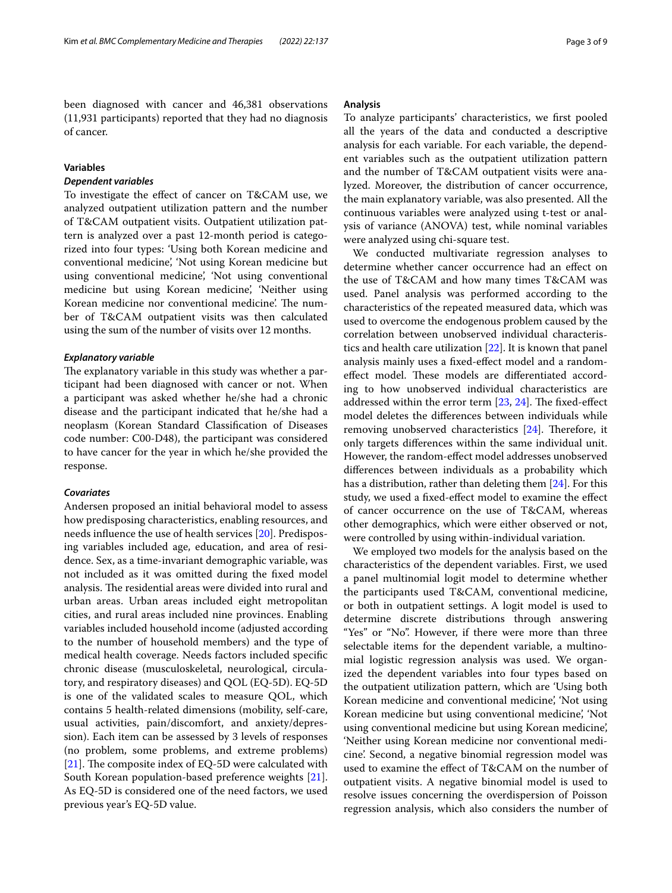been diagnosed with cancer and 46,381 observations (11,931 participants) reported that they had no diagnosis of cancer.

### Variables

#### *Dependent variables*

To investigate the effect of cancer on T&CAM use, we analyzed outpatient utilization pattern and the number of T&CAM outpatient visits. Outpatient utilization pattern is analyzed over a past 12-month period is categorized into four types: 'Using both Korean medicine and conventional medicine', 'Not using Korean medicine but using conventional medicine', 'Not using conventional medicine but using Korean medicine', 'Neither using Korean medicine nor conventional medicine'. The number of T&CAM outpatient visits was then calculated using the sum of the number of visits over 12 months.

#### *Explanatory variable*

The explanatory variable in this study was whether a participant had been diagnosed with cancer or not. When a participant was asked whether he/she had a chronic disease and the participant indicated that he/she had a neoplasm (Korean Standard Classification of Diseases code number: C00-D48), the participant was considered to have cancer for the year in which he/she provided the response.

#### *Covariates*

Andersen proposed an initial behavioral model to assess how predisposing characteristics, enabling resources, and needs influence the use of health services [20]. Predisposing variables included age, education, and area of residence. Sex, as a time-invariant demographic variable, was not included as it was omitted during the fixed model analysis. The residential areas were divided into rural and urban areas. Urban areas included eight metropolitan cities, and rural areas included nine provinces. Enabling variables included household income (adjusted according to the number of household members) and the type of medical health coverage. Needs factors included specific chronic disease (musculoskeletal, neurological, circulatory, and respiratory diseases) and QOL (EQ-5D). EQ-5D is one of the validated scales to measure QOL, which contains 5 health-related dimensions (mobility, self-care, usual activities, pain/discomfort, and anxiety/depression). Each item can be assessed by 3 levels of responses (no problem, some problems, and extreme problems) [21]. The composite index of EQ-5D were calculated with South Korean population-based preference weights [21]. As EQ-5D is considered one of the need factors, we used previous year's EQ-5D value.

### Analysis

To analyze participants' characteristics, we first pooled all the years of the data and conducted a descriptive analysis for each variable. For each variable, the dependent variables such as the outpatient utilization pattern and the number of T&CAM outpatient visits were analyzed. Moreover, the distribution of cancer occurrence, the main explanatory variable, was also presented. All the continuous variables were analyzed using t-test or analysis of variance (ANOVA) test, while nominal variables were analyzed using chi-square test.

We conducted multivariate regression analyses to determine whether cancer occurrence had an effect on the use of T&CAM and how many times T&CAM was used. Panel analysis was performed according to the characteristics of the repeated measured data, which was used to overcome the endogenous problem caused by the correlation between unobserved individual characteristics and health care utilization [22]. It is known that panel analysis mainly uses a fixed-effect model and a random-effect model. These models are differentiated according to how unobserved individual characteristics are addressed within the error term [23, 24]. The fixed-effect model deletes the differences between individuals while removing unobserved characteristics [24]. Therefore, it only targets differences within the same individual unit. However, the random-effect model addresses unobserved differences between individuals as a probability which has a distribution, rather than deleting them [24]. For this study, we used a fixed-effect model to examine the effect of cancer occurrence on the use of T&CAM, whereas other demographics, which were either observed or not, were controlled by using within-individual variation.

We employed two models for the analysis based on the characteristics of the dependent variables. First, we used a panel multinomial logit model to determine whether the participants used T&CAM, conventional medicine, or both in outpatient settings. A logit model is used to determine discrete distributions through answering "Yes" or "No". However, if there were more than three selectable items for the dependent variable, a multinomial logistic regression analysis was used. We organized the dependent variables into four types based on the outpatient utilization pattern, which are 'Using both Korean medicine and conventional medicine', 'Not using Korean medicine but using conventional medicine', 'Not using conventional medicine but using Korean medicine', 'Neither using Korean medicine nor conventional medicine'. Second, a negative binomial regression model was used to examine the effect of T&CAM on the number of outpatient visits. A negative binomial model is used to resolve issues concerning the overdispersion of Poisson regression analysis, which also considers the number of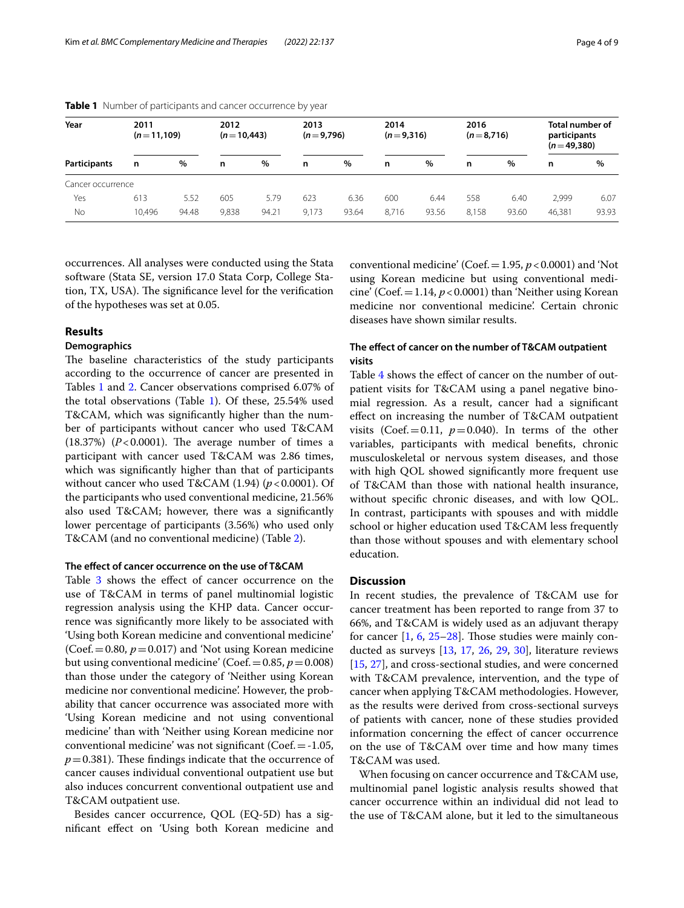**Table 1** Number of participants and cancer occurrence by year

| Year | 2011 ($n=11,109$) | | 2012 ($n=10,443$) | | 2013 ($n=9,796$) | | 2014 ($n=9,316$) | | 2016 ($n=8,716$) | | Total number of participants ($n=49,380$) | |
|---|---|---|---|---|---|---|---|---|---|---|---|---|
| Participants | n | % | n | % | n | % | n | % | n | % | n | % |
| Cancer occurrence | | | | | | | | | | | | |
| Yes | 613 | 5.52 | 605 | 5.79 | 623 | 6.36 | 600 | 6.44 | 558 | 6.40 | 2,999 | 6.07 |
| No | 10,496 | 94.48 | 9,838 | 94.21 | 9,173 | 93.64 | 8,716 | 93.56 | 8,158 | 93.60 | 46,381 | 93.93 |

occurrences. All analyses were conducted using the Stata software (Stata SE, version 17.0 Stata Corp, College Station, TX, USA). The significance level for the verification of the hypotheses was set at 0.05.

## Results

### Demographics

The baseline characteristics of the study participants according to the occurrence of cancer are presented in Tables 1 and 2. Cancer observations comprised 6.07% of the total observations (Table 1). Of these, 25.54% used T&CAM, which was significantly higher than the number of participants without cancer who used T&CAM (18.37%) ($P<0.0001$). The average number of times a participant with cancer used T&CAM was 2.86 times, which was significantly higher than that of participants without cancer who used T&CAM (1.94) ($p<0.0001$). Of the participants who used conventional medicine, 21.56% also used T&CAM; however, there was a significantly lower percentage of participants (3.56%) who used only T&CAM (and no conventional medicine) (Table 2).

### The effect of cancer occurrence on the use of T&CAM

Table 3 shows the effect of cancer occurrence on the use of T&CAM in terms of panel multinomial logistic regression analysis using the KHP data. Cancer occurrence was significantly more likely to be associated with 'Using both Korean medicine and conventional medicine' (Coef. $=0.80$, $p=0.017$) and 'Not using Korean medicine but using conventional medicine' (Coef. $=0.85$, $p=0.008$) than those under the category of 'Neither using Korean medicine nor conventional medicine'. However, the probability that cancer occurrence was associated more with 'Using Korean medicine and not using conventional medicine' than with 'Neither using Korean medicine nor conventional medicine' was not significant (Coef. $=-1.05$, $p=0.381$). These findings indicate that the occurrence of cancer causes individual conventional outpatient use but also induces concurrent conventional outpatient use and T&CAM outpatient use.

Besides cancer occurrence, QOL (EQ-5D) has a significant effect on 'Using both Korean medicine and conventional medicine' (Coef. $=1.95$, $p<0.0001$) and 'Not using Korean medicine but using conventional medicine' (Coef. $=1.14$, $p<0.0001$) than 'Neither using Korean medicine nor conventional medicine'. Certain chronic diseases have shown similar results.

### The effect of cancer on the number of T&CAM outpatient visits

Table 4 shows the effect of cancer on the number of outpatient visits for T&CAM using a panel negative binomial regression. As a result, cancer had a significant effect on increasing the number of T&CAM outpatient visits (Coef. $=0.11$, $p=0.040$). In terms of the other variables, participants with medical benefits, chronic musculoskeletal or nervous system diseases, and those with high QOL showed significantly more frequent use of T&CAM than those with national health insurance, without specific chronic diseases, and with low QOL. In contrast, participants with spouses and with middle school or higher education used T&CAM less frequently than those without spouses and with elementary school education.

## Discussion

In recent studies, the prevalence of T&CAM use for cancer treatment has been reported to range from 37 to 66%, and T&CAM is widely used as an adjuvant therapy for cancer [1, 6, 25–28]. Those studies were mainly conducted as surveys [13, 17, 26, 29, 30], literature reviews [15, 27], and cross-sectional studies, and were concerned with T&CAM prevalence, intervention, and the type of cancer when applying T&CAM methodologies. However, as the results were derived from cross-sectional surveys of patients with cancer, none of these studies provided information concerning the effect of cancer occurrence on the use of T&CAM over time and how many times T&CAM was used.

When focusing on cancer occurrence and T&CAM use, multinomial panel logistic analysis results showed that cancer occurrence within an individual did not lead to the use of T&CAM alone, but it led to the simultaneous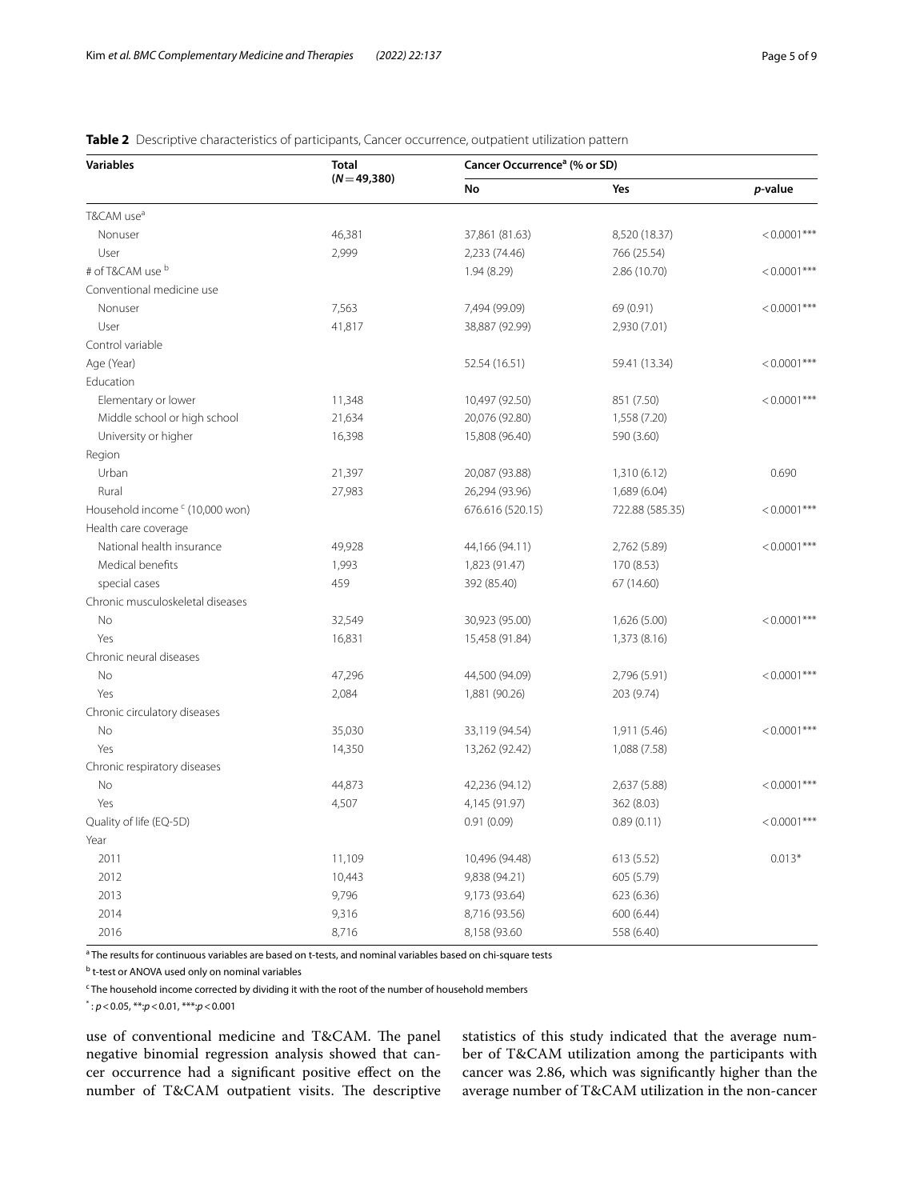**Table 2** Descriptive characteristics of participants, Cancer occurrence, outpatient utilization pattern

| Variables | Total (N = 49,380) | Cancer Occurrence[a] (% or SD) | | |
|---|---|---|---|---|
| | | No | Yes | p-value |
| T&CAM use[a] | | | | |
| Nonuser | 46,381 | 37,861 (81.63) | 8,520 (18.37) | < 0.0001*** |
| User | 2,999 | 2,233 (74.46) | 766 (25.54) | |
| # of T&CAM use [b] | | 1.94 (8.29) | 2.86 (10.70) | < 0.0001*** |
| Conventional medicine use | | | | |
| Nonuser | 7,563 | 7,494 (99.09) | 69 (0.91) | < 0.0001*** |
| User | 41,817 | 38,887 (92.99) | 2,930 (7.01) | |
| Control variable | | | | |
| Age (Year) | | 52.54 (16.51) | 59.41 (13.34) | < 0.0001*** |
| Education | | | | |
| Elementary or lower | 11,348 | 10,497 (92.50) | 851 (7.50) | < 0.0001*** |
| Middle school or high school | 21,634 | 20,076 (92.80) | 1,558 (7.20) | |
| University or higher | 16,398 | 15,808 (96.40) | 590 (3.60) | |
| Region | | | | |
| Urban | 21,397 | 20,087 (93.88) | 1,310 (6.12) | 0.690 |
| Rural | 27,983 | 26,294 (93.96) | 1,689 (6.04) | |
| Household income [c] (10,000 won) | | 676.616 (520.15) | 722.88 (585.35) | < 0.0001*** |
| Health care coverage | | | | |
| National health insurance | 49,928 | 44,166 (94.11) | 2,762 (5.89) | < 0.0001*** |
| Medical benefits | 1,993 | 1,823 (91.47) | 170 (8.53) | |
| special cases | 459 | 392 (85.40) | 67 (14.60) | |
| Chronic musculoskeletal diseases | | | | |
| No | 32,549 | 30,923 (95.00) | 1,626 (5.00) | < 0.0001*** |
| Yes | 16,831 | 15,458 (91.84) | 1,373 (8.16) | |
| Chronic neural diseases | | | | |
| No | 47,296 | 44,500 (94.09) | 2,796 (5.91) | < 0.0001*** |
| Yes | 2,084 | 1,881 (90.26) | 203 (9.74) | |
| Chronic circulatory diseases | | | | |
| No | 35,030 | 33,119 (94.54) | 1,911 (5.46) | < 0.0001*** |
| Yes | 14,350 | 13,262 (92.42) | 1,088 (7.58) | |
| Chronic respiratory diseases | | | | |
| No | 44,873 | 42,236 (94.12) | 2,637 (5.88) | < 0.0001*** |
| Yes | 4,507 | 4,145 (91.97) | 362 (8.03) | |
| Quality of life (EQ-5D) | | 0.91 (0.09) | 0.89 (0.11) | < 0.0001*** |
| Year | | | | |
| 2011 | 11,109 | 10,496 (94.48) | 613 (5.52) | 0.013* |
| 2012 | 10,443 | 9,838 (94.21) | 605 (5.79) | |
| 2013 | 9,796 | 9,173 (93.64) | 623 (6.36) | |
| 2014 | 9,316 | 8,716 (93.56) | 600 (6.44) | |
| 2016 | 8,716 | 8,158 (93.60 | 558 (6.40) | |

[a] The results for continuous variables are based on t-tests, and nominal variables based on chi-square tests

[b] t-test or ANOVA used only on nominal variables

[c] The household income corrected by dividing it with the root of the number of household members

* : $p < 0.05$, **: $p < 0.01$, ***: $p < 0.001$

use of conventional medicine and T&CAM. The panel negative binomial regression analysis showed that cancer occurrence had a significant positive effect on the number of T&CAM outpatient visits. The descriptive statistics of this study indicated that the average number of T&CAM utilization among the participants with cancer was 2.86, which was significantly higher than the average number of T&CAM utilization in the non-cancer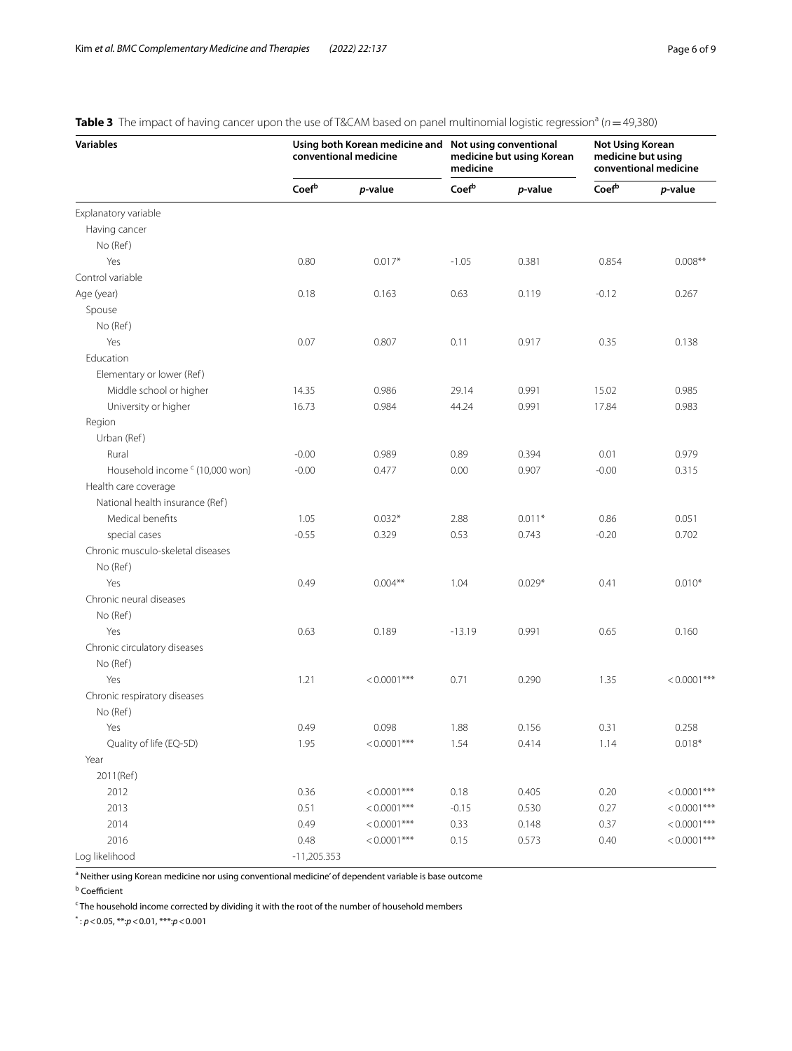**Table 3** The impact of having cancer upon the use of T&CAM based on panel multinomial logistic regression[a] ($n = 49{,}380$)

| Variables | Using both Korean medicine and conventional medicine | | Not using conventional medicine but using Korean medicine | | Not Using Korean medicine but using conventional medicine | |
|---|---|---|---|---|---|---|
| | Coef[b] | *p*-value | Coef[b] | *p*-value | Coef[b] | *p*-value |
| Explanatory variable | | | | | | |
| Having cancer | | | | | | |
| No (Ref) | | | | | | |
| Yes | 0.80 | 0.017* | -1.05 | 0.381 | 0.854 | 0.008** |
| Control variable | | | | | | |
| Age (year) | 0.18 | 0.163 | 0.63 | 0.119 | -0.12 | 0.267 |
| Spouse | | | | | | |
| No (Ref) | | | | | | |
| Yes | 0.07 | 0.807 | 0.11 | 0.917 | 0.35 | 0.138 |
| Education | | | | | | |
| Elementary or lower (Ref) | | | | | | |
| Middle school or higher | 14.35 | 0.986 | 29.14 | 0.991 | 15.02 | 0.985 |
| University or higher | 16.73 | 0.984 | 44.24 | 0.991 | 17.84 | 0.983 |
| Region | | | | | | |
| Urban (Ref) | | | | | | |
| Rural | -0.00 | 0.989 | 0.89 | 0.394 | 0.01 | 0.979 |
| Household income [c] (10,000 won) | -0.00 | 0.477 | 0.00 | 0.907 | -0.00 | 0.315 |
| Health care coverage | | | | | | |
| National health insurance (Ref) | | | | | | |
| Medical benefits | 1.05 | 0.032* | 2.88 | 0.011* | 0.86 | 0.051 |
| special cases | -0.55 | 0.329 | 0.53 | 0.743 | -0.20 | 0.702 |
| Chronic musculo-skeletal diseases | | | | | | |
| No (Ref) | | | | | | |
| Yes | 0.49 | 0.004** | 1.04 | 0.029* | 0.41 | 0.010* |
| Chronic neural diseases | | | | | | |
| No (Ref) | | | | | | |
| Yes | 0.63 | 0.189 | -13.19 | 0.991 | 0.65 | 0.160 |
| Chronic circulatory diseases | | | | | | |
| No (Ref) | | | | | | |
| Yes | 1.21 | < 0.0001*** | 0.71 | 0.290 | 1.35 | < 0.0001*** |
| Chronic respiratory diseases | | | | | | |
| No (Ref) | | | | | | |
| Yes | 0.49 | 0.098 | 1.88 | 0.156 | 0.31 | 0.258 |
| Quality of life (EQ-5D) | 1.95 | < 0.0001*** | 1.54 | 0.414 | 1.14 | 0.018* |
| Year | | | | | | |
| 2011(Ref) | | | | | | |
| 2012 | 0.36 | < 0.0001*** | 0.18 | 0.405 | 0.20 | < 0.0001*** |
| 2013 | 0.51 | < 0.0001*** | -0.15 | 0.530 | 0.27 | < 0.0001*** |
| 2014 | 0.49 | < 0.0001*** | 0.33 | 0.148 | 0.37 | < 0.0001*** |
| 2016 | 0.48 | < 0.0001*** | 0.15 | 0.573 | 0.40 | < 0.0001*** |
| Log likelihood | -11,205.353 | | | | | |

[a] Neither using Korean medicine nor using conventional medicine' of dependent variable is base outcome

[b] Coefficient

[c] The household income corrected by dividing it with the root of the number of household members

* : $p < 0.05$, **: $p < 0.01$, ***: $p < 0.001$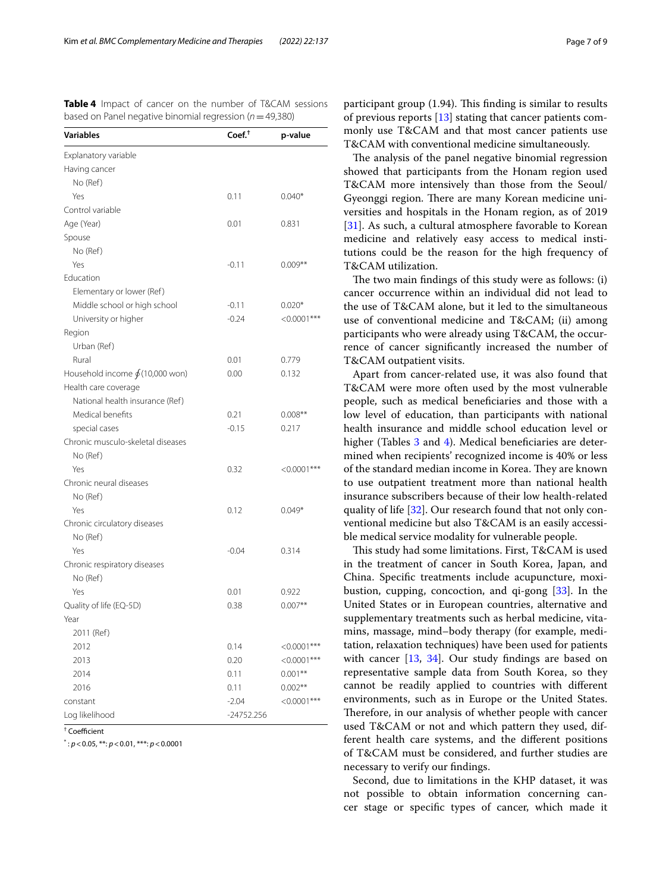**Table 4** Impact of cancer on the number of T&CAM sessions based on Panel negative binomial regression ($n = 49{,}380$)

| Variables | Coef.[†] | p-value |
|---|---|---|
| Explanatory variable | | |
| Having cancer | | |
| No (Ref) | | |
| Yes | 0.11 | 0.040* |
| Control variable | | |
| Age (Year) | 0.01 | 0.831 |
| Spouse | | |
| No (Ref) | | |
| Yes | -0.11 | 0.009** |
| Education | | |
| Elementary or lower (Ref) | | |
| Middle school or high school | -0.11 | 0.020* |
| University or higher | -0.24 | <0.0001*** |
| Region | | |
| Urban (Ref) | | |
| Rural | 0.01 | 0.779 |
| Household income ∮(10,000 won) | 0.00 | 0.132 |
| Health care coverage | | |
| National health insurance (Ref) | | |
| Medical benefits | 0.21 | 0.008** |
| special cases | -0.15 | 0.217 |
| Chronic musculo-skeletal diseases | | |
| No (Ref) | | |
| Yes | 0.32 | <0.0001*** |
| Chronic neural diseases | | |
| No (Ref) | | |
| Yes | 0.12 | 0.049* |
| Chronic circulatory diseases | | |
| No (Ref) | | |
| Yes | -0.04 | 0.314 |
| Chronic respiratory diseases | | |
| No (Ref) | | |
| Yes | 0.01 | 0.922 |
| Quality of life (EQ-5D) | 0.38 | 0.007** |
| Year | | |
| 2011 (Ref) | | |
| 2012 | 0.14 | <0.0001*** |
| 2013 | 0.20 | <0.0001*** |
| 2014 | 0.11 | 0.001** |
| 2016 | 0.11 | 0.002** |
| constant | -2.04 | <0.0001*** |
| Log likelihood | -24752.256 | |

[†] Coefficient

*: $p < 0.05$, **: $p < 0.01$, ***: $p < 0.0001$

participant group (1.94). This finding is similar to results of previous reports [13] stating that cancer patients commonly use T&CAM and that most cancer patients use T&CAM with conventional medicine simultaneously.

The analysis of the panel negative binomial regression showed that participants from the Honam region used T&CAM more intensively than those from the Seoul/Gyeonggi region. There are many Korean medicine universities and hospitals in the Honam region, as of 2019 [31]. As such, a cultural atmosphere favorable to Korean medicine and relatively easy access to medical institutions could be the reason for the high frequency of T&CAM utilization.

The two main findings of this study were as follows: (i) cancer occurrence within an individual did not lead to the use of T&CAM alone, but it led to the simultaneous use of conventional medicine and T&CAM; (ii) among participants who were already using T&CAM, the occurrence of cancer significantly increased the number of T&CAM outpatient visits.

Apart from cancer-related use, it was also found that T&CAM were more often used by the most vulnerable people, such as medical beneficiaries and those with a low level of education, than participants with national health insurance and middle school education level or higher (Tables 3 and 4). Medical beneficiaries are determined when recipients' recognized income is 40% or less of the standard median income in Korea. They are known to use outpatient treatment more than national health insurance subscribers because of their low health-related quality of life [32]. Our research found that not only conventional medicine but also T&CAM is an easily accessible medical service modality for vulnerable people.

This study had some limitations. First, T&CAM is used in the treatment of cancer in South Korea, Japan, and China. Specific treatments include acupuncture, moxibustion, cupping, concoction, and qi-gong [33]. In the United States or in European countries, alternative and supplementary treatments such as herbal medicine, vitamins, massage, mind–body therapy (for example, meditation, relaxation techniques) have been used for patients with cancer [13, 34]. Our study findings are based on representative sample data from South Korea, so they cannot be readily applied to countries with different environments, such as in Europe or the United States. Therefore, in our analysis of whether people with cancer used T&CAM or not and which pattern they used, different health care systems, and the different positions of T&CAM must be considered, and further studies are necessary to verify our findings.

Second, due to limitations in the KHP dataset, it was not possible to obtain information concerning cancer stage or specific types of cancer, which made it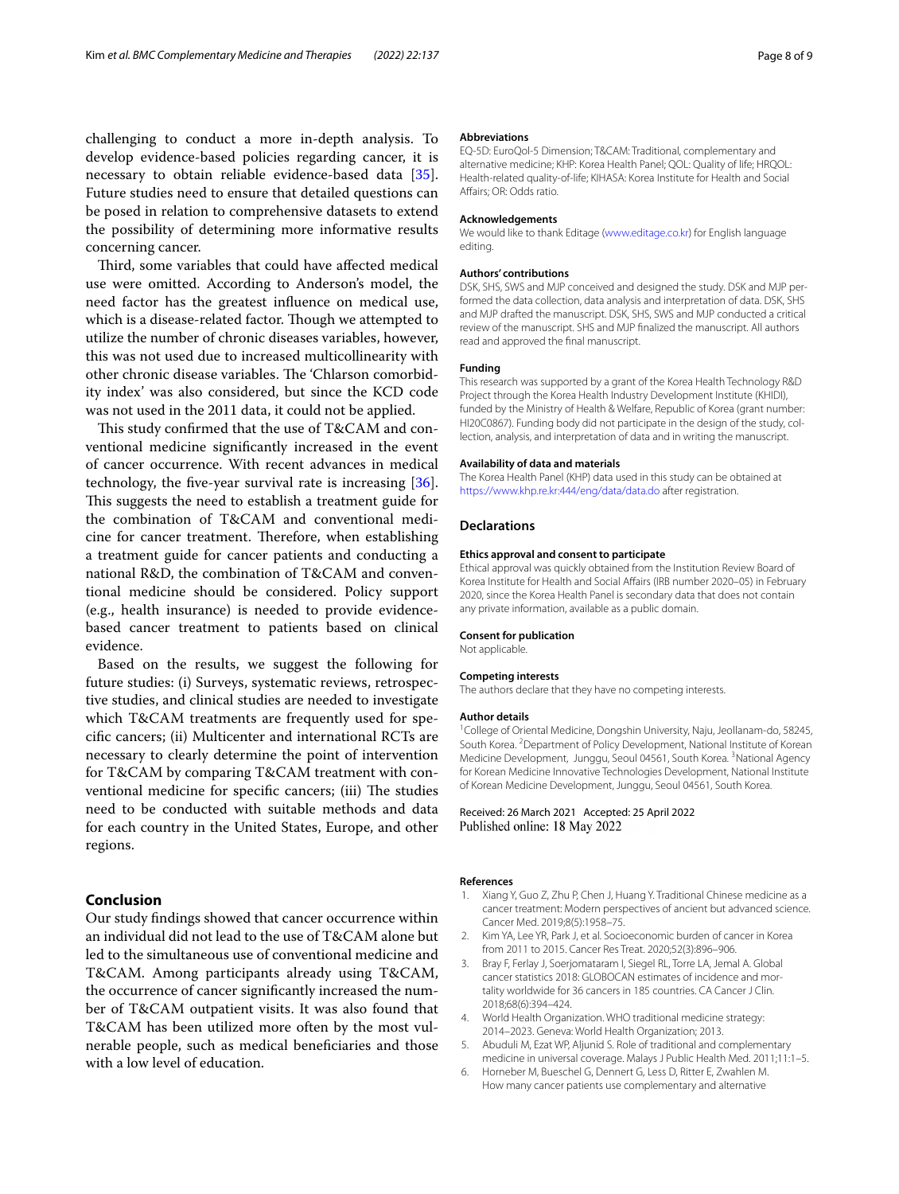challenging to conduct a more in-depth analysis. To develop evidence-based policies regarding cancer, it is necessary to obtain reliable evidence-based data [35]. Future studies need to ensure that detailed questions can be posed in relation to comprehensive datasets to extend the possibility of determining more informative results concerning cancer.

Third, some variables that could have affected medical use were omitted. According to Anderson's model, the need factor has the greatest influence on medical use, which is a disease-related factor. Though we attempted to utilize the number of chronic diseases variables, however, this was not used due to increased multicollinearity with other chronic disease variables. The 'Chlarson comorbidity index' was also considered, but since the KCD code was not used in the 2011 data, it could not be applied.

This study confirmed that the use of T&CAM and conventional medicine significantly increased in the event of cancer occurrence. With recent advances in medical technology, the five-year survival rate is increasing [36]. This suggests the need to establish a treatment guide for the combination of T&CAM and conventional medicine for cancer treatment. Therefore, when establishing a treatment guide for cancer patients and conducting a national R&D, the combination of T&CAM and conventional medicine should be considered. Policy support (e.g., health insurance) is needed to provide evidence-based cancer treatment to patients based on clinical evidence.

Based on the results, we suggest the following for future studies: (i) Surveys, systematic reviews, retrospective studies, and clinical studies are needed to investigate which T&CAM treatments are frequently used for specific cancers; (ii) Multicenter and international RCTs are necessary to clearly determine the point of intervention for T&CAM by comparing T&CAM treatment with conventional medicine for specific cancers; (iii) The studies need to be conducted with suitable methods and data for each country in the United States, Europe, and other regions.

## Conclusion

Our study findings showed that cancer occurrence within an individual did not lead to the use of T&CAM alone but led to the simultaneous use of conventional medicine and T&CAM. Among participants already using T&CAM, the occurrence of cancer significantly increased the number of T&CAM outpatient visits. It was also found that T&CAM has been utilized more often by the most vulnerable people, such as medical beneficiaries and those with a low level of education.

### Abbreviations

EQ-5D: EuroQol-5 Dimension; T&CAM: Traditional, complementary and alternative medicine; KHP: Korea Health Panel; QOL: Quality of life; HRQOL: Health-related quality-of-life; KIHASA: Korea Institute for Health and Social Affairs; OR: Odds ratio.

### Acknowledgements

We would like to thank Editage (www.editage.co.kr) for English language editing.

### Authors' contributions

DSK, SHS, SWS and MJP conceived and designed the study. DSK and MJP performed the data collection, data analysis and interpretation of data. DSK, SHS and MJP drafted the manuscript. DSK, SHS, SWS and MJP conducted a critical review of the manuscript. SHS and MJP finalized the manuscript. All authors read and approved the final manuscript.

### Funding

This research was supported by a grant of the Korea Health Technology R&D Project through the Korea Health Industry Development Institute (KHIDI), funded by the Ministry of Health & Welfare, Republic of Korea (grant number: HI20C0867). Funding body did not participate in the design of the study, collection, analysis, and interpretation of data and in writing the manuscript.

### Availability of data and materials

The Korea Health Panel (KHP) data used in this study can be obtained at https://www.khp.re.kr:444/eng/data/data.do after registration.

## Declarations

### Ethics approval and consent to participate

Ethical approval was quickly obtained from the Institution Review Board of Korea Institute for Health and Social Affairs (IRB number 2020–05) in February 2020, since the Korea Health Panel is secondary data that does not contain any private information, available as a public domain.

### Consent for publication

Not applicable.

### Competing interests

The authors declare that they have no competing interests.

### Author details

[1]College of Oriental Medicine, Dongshin University, Naju, Jeollanam-do, 58245, South Korea. [2]Department of Policy Development, National Institute of Korean Medicine Development, Junggu, Seoul 04561, South Korea. [3]National Agency for Korean Medicine Innovative Technologies Development, National Institute of Korean Medicine Development, Junggu, Seoul 04561, South Korea.

Received: 26 March 2021 Accepted: 25 April 2022
Published online: 18 May 2022

### References

1. Xiang Y, Guo Z, Zhu P, Chen J, Huang Y. Traditional Chinese medicine as a cancer treatment: Modern perspectives of ancient but advanced science. Cancer Med. 2019;8(5):1958–75.
2. Kim YA, Lee YR, Park J, et al. Socioeconomic burden of cancer in Korea from 2011 to 2015. Cancer Res Treat. 2020;52(3):896–906.
3. Bray F, Ferlay J, Soerjomataram I, Siegel RL, Torre LA, Jemal A. Global cancer statistics 2018: GLOBOCAN estimates of incidence and mortality worldwide for 36 cancers in 185 countries. CA Cancer J Clin. 2018;68(6):394–424.
4. World Health Organization. WHO traditional medicine strategy: 2014–2023. Geneva: World Health Organization; 2013.
5. Abuduli M, Ezat WP, Aljunid S. Role of traditional and complementary medicine in universal coverage. Malays J Public Health Med. 2011;11:1–5.
6. Horneber M, Bueschel G, Dennert G, Less D, Ritter E, Zwahlen M. How many cancer patients use complementary and alternative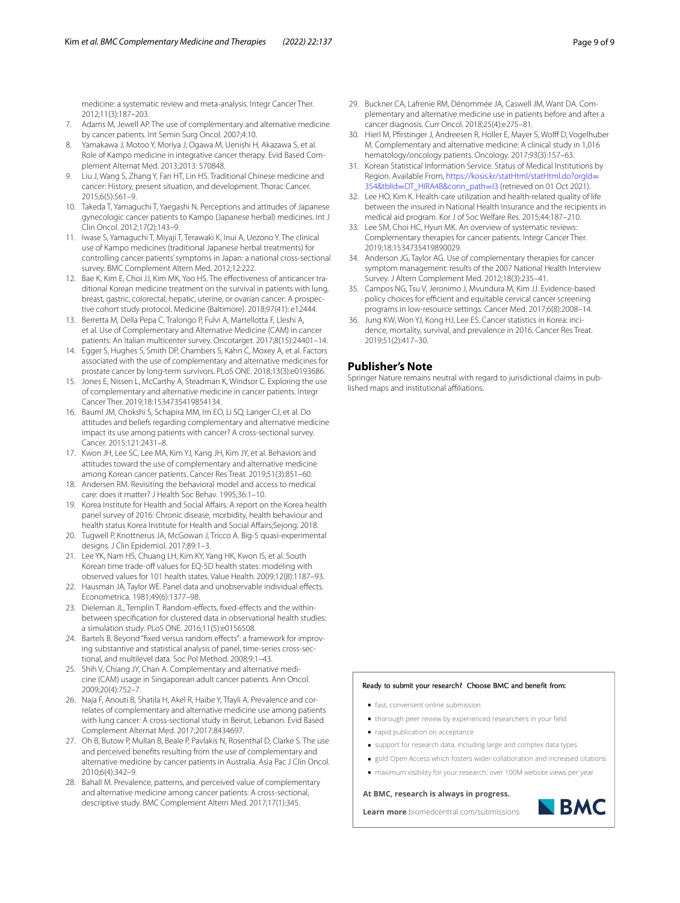medicine: a systematic review and meta-analysis. Integr Cancer Ther. 2012;11(3):187–203.

7. Adams M, Jewell AP. The use of complementary and alternative medicine by cancer patients. Int Semin Surg Oncol. 2007;4:10.
8. Yamakawa J, Motoo Y, Moriya J, Ogawa M, Uenishi H, Akazawa S, et al. Role of Kampo medicine in integrative cancer therapy. Evid Based Complement Alternat Med. 2013;2013: 570848.
9. Liu J, Wang S, Zhang Y, Fan HT, Lin HS. Traditional Chinese medicine and cancer: History, present situation, and development. Thorac Cancer. 2015;6(5):561–9.
10. Takeda T, Yamaguchi T, Yaegashi N. Perceptions and attitudes of Japanese gynecologic cancer patients to Kampo (Japanese herbal) medicines. Int J Clin Oncol. 2012;17(2):143–9.
11. Iwase S, Yamaguchi T, Miyaji T, Terawaki K, Inui A, Uezono Y. The clinical use of Kampo medicines (traditional Japanese herbal treatments) for controlling cancer patients' symptoms in Japan: a national cross-sectional survey. BMC Complement Altern Med. 2012;12:222.
12. Bae K, Kim E, Choi JJ, Kim MK, Yoo HS. The effectiveness of anticancer traditional Korean medicine treatment on the survival in patients with lung, breast, gastric, colorectal, hepatic, uterine, or ovarian cancer: A prospective cohort study protocol. Medicine (Baltimore). 2018;97(41): e12444.
13. Berretta M, Della Pepa C, Tralongo P, Fulvi A, Martellotta F, Lleshi A, et al. Use of Complementary and Alternative Medicine (CAM) in cancer patients: An Italian multicenter survey. Oncotarget. 2017;8(15):24401–14.
14. Egger S, Hughes S, Smith DP, Chambers S, Kahn C, Moxey A, et al. Factors associated with the use of complementary and alternative medicines for prostate cancer by long-term survivors. PLoS ONE. 2018;13(3):e0193686.
15. Jones E, Nissen L, McCarthy A, Steadman K, Windsor C. Exploring the use of complementary and alternative medicine in cancer patients. Integr Cancer Ther. 2019;18:1534735419854134.
16. Bauml JM, Chokshi S, Schapira MM, Im EO, Li SQ, Langer CJ, et al. Do attitudes and beliefs regarding complementary and alternative medicine impact its use among patients with cancer? A cross-sectional survey. Cancer. 2015;121:2431–8.
17. Kwon JH, Lee SC, Lee MA, Kim YJ, Kang JH, Kim JY, et al. Behaviors and attitudes toward the use of complementary and alternative medicine among Korean cancer patients. Cancer Res Treat. 2019;51(3):851–60.
18. Andersen RM. Revisiting the behavioral model and access to medical care: does it matter? J Health Soc Behav. 1995;36:1–10.
19. Korea Institute for Health and Social Affairs. A report on the Korea health panel survey of 2016: Chronic disease, morbidity, health behaviour and health status Korea Institute for Health and Social Affairs;Sejong. 2018.
20. Tugwell P, Knottnerus JA, McGowan J, Tricco A. Big-5 quasi-experimental designs. J Clin Epidemiol. 2017;89:1–3.
21. Lee YK, Nam HS, Chuang LH, Kim KY, Yang HK, Kwon IS, et al. South Korean time trade-off values for EQ-5D health states: modeling with observed values for 101 health states. Value Health. 2009;12(8):1187–93.
22. Hausman JA, Taylor WE. Panel data and unobservable individual effects. Econometrica. 1981;49(6):1377–98.
23. Dieleman JL, Templin T. Random-effects, fixed-effects and the within-between specification for clustered data in observational health studies: a simulation study. PLoS ONE. 2016;11(5):e0156508.
24. Bartels B. Beyond "fixed versus random effects": a framework for improving substantive and statistical analysis of panel, time-series cross-sectional, and multilevel data. Soc Pol Method. 2008;9:1–43.
25. Shih V, Chiang JY, Chan A. Complementary and alternative medicine (CAM) usage in Singaporean adult cancer patients. Ann Oncol. 2009;20(4):752–7.
26. Naja F, Anouti B, Shatila H, Akel R, Haibe Y, Tfayli A. Prevalence and correlates of complementary and alternative medicine use among patients with lung cancer: A cross-sectional study in Beirut, Lebanon. Evid Based Complement Alternat Med. 2017;2017:8434697.
27. Oh B, Butow P, Mullan B, Beale P, Pavlakis N, Rosenthal D, Clarke S. The use and perceived benefits resulting from the use of complementary and alternative medicine by cancer patients in Australia. Asia Pac J Clin Oncol. 2010;6(4):342–9.
28. Bahall M. Prevalence, patterns, and perceived value of complementary and alternative medicine among cancer patients: A cross-sectional, descriptive study. BMC Complement Altern Med. 2017;17(1):345.
29. Buckner CA, Lafrenie RM, Dénommée JA, Caswell JM, Want DA. Complementary and alternative medicine use in patients before and after a cancer diagnosis. Curr Oncol. 2018;25(4):e275–81.
30. Hierl M, Pfirstinger J, Andreesen R, Holler E, Mayer S, Wolff D, Vogelhuber M. Complementary and alternative medicine: A clinical study in 1,016 hematology/oncology patients. Oncology. 2017;93(3):157–63.
31. Korean Statistical Information Service. Status of Medical Institutions by Region. Available From, https://kosis.kr/statHtml/statHtml.do?orgId=354&tblId=DT_HIRA4B&conn_path=I3 (retrieved on 01 Oct 2021).
32. Lee HO, Kim K. Health-care utilization and health-related quality of life between the insured in National Health Insurance and the recipients in medical aid program. Kor J of Soc Welfare Res. 2015;44:187–210.
33. Lee SM, Choi HC, Hyun MK. An overview of systematic reviews: Complementary therapies for cancer patients. Integr Cancer Ther. 2019;18:1534735419890029.
34. Anderson JG, Taylor AG. Use of complementary therapies for cancer symptom management: results of the 2007 National Health Interview Survey. J Altern Complement Med. 2012;18(3):235–41.
35. Campos NG, Tsu V, Jeronimo J, Mvundura M, Kim JJ. Evidence-based policy choices for efficient and equitable cervical cancer screening programs in low-resource settings. Cancer Med. 2017;6(8):2008–14.
36. Jung KW, Won YJ, Kong HJ, Lee ES. Cancer statistics in Korea: incidence, mortality, survival, and prevalence in 2016. Cancer Res Treat. 2019;51(2):417–30.

## Publisher's Note

Springer Nature remains neutral with regard to jurisdictional claims in published maps and institutional affiliations.

Ready to submit your research? Choose BMC and benefit from:

- fast, convenient online submission
- thorough peer review by experienced researchers in your field
- rapid publication on acceptance
- support for research data, including large and complex data types
- gold Open Access which fosters wider collaboration and increased citations
- maximum visibility for your research: over 100M website views per year

**At BMC, research is always in progress.**

**Learn more** biomedcentral.com/submissions

BMC